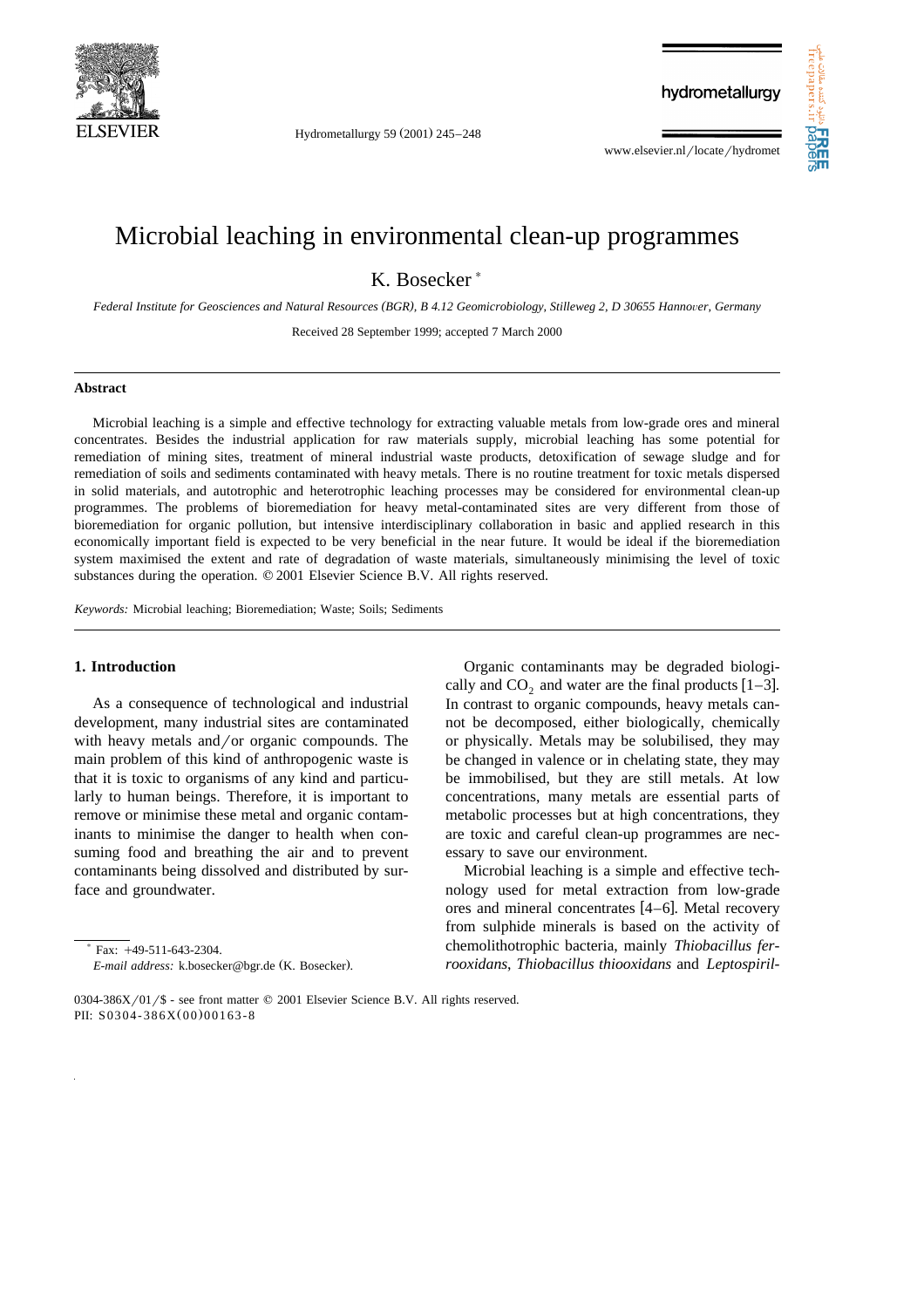# Microbial leaching in environmental clean-up programmes

K. Bosecker *

*Federal Institute for Geosciences and Natural Resources (BGR), B 4.12 Geomicrobiology, Stilleweg 2, D 30655 Hannover, Germany*

Received 28 September 1999; accepted 7 March 2000

## Abstract

Microbial leaching is a simple and effective technology for extracting valuable metals from low-grade ores and mineral concentrates. Besides the industrial application for raw materials supply, microbial leaching has some potential for remediation of mining sites, treatment of mineral industrial waste products, detoxification of sewage sludge and for remediation of soils and sediments contaminated with heavy metals. There is no routine treatment for toxic metals dispersed in solid materials, and autotrophic and heterotrophic leaching processes may be considered for environmental clean-up programmes. The problems of bioremediation for heavy metal-contaminated sites are very different from those of bioremediation for organic pollution, but intensive interdisciplinary collaboration in basic and applied research in this economically important field is expected to be very beneficial in the near future. It would be ideal if the bioremediation system maximised the extent and rate of degradation of waste materials, simultaneously minimising the level of toxic substances during the operation. © 2001 Elsevier Science B.V. All rights reserved.

*Keywords:* Microbial leaching; Bioremediation; Waste; Soils; Sediments

## 1. Introduction

As a consequence of technological and industrial development, many industrial sites are contaminated with heavy metals and/or organic compounds. The main problem of this kind of anthropogenic waste is that it is toxic to organisms of any kind and particularly to human beings. Therefore, it is important to remove or minimise these metal and organic contaminants to minimise the danger to health when consuming food and breathing the air and to prevent contaminants being dissolved and distributed by surface and groundwater.

Organic contaminants may be degraded biologically and $CO_2$ and water are the final products [1–3]. In contrast to organic compounds, heavy metals cannot be decomposed, either biologically, chemically or physically. Metals may be solubilised, they may be changed in valence or in chelating state, they may be immobilised, but they are still metals. At low concentrations, many metals are essential parts of metabolic processes but at high concentrations, they are toxic and careful clean-up programmes are necessary to save our environment.

Microbial leaching is a simple and effective technology used for metal extraction from low-grade ores and mineral concentrates [4–6]. Metal recovery from sulphide minerals is based on the activity of chemolithotrophic bacteria, mainly *Thiobacillus ferrooxidans*, *Thiobacillus thiooxidans* and *Leptospiril-*

* Fax: +49-511-643-2304.
*E-mail address:* k.bosecker@bgr.de (K. Bosecker).

0304-386X/01/$ - see front matter © 2001 Elsevier Science B.V. All rights reserved.
PII: S0304-386X(00)00163-8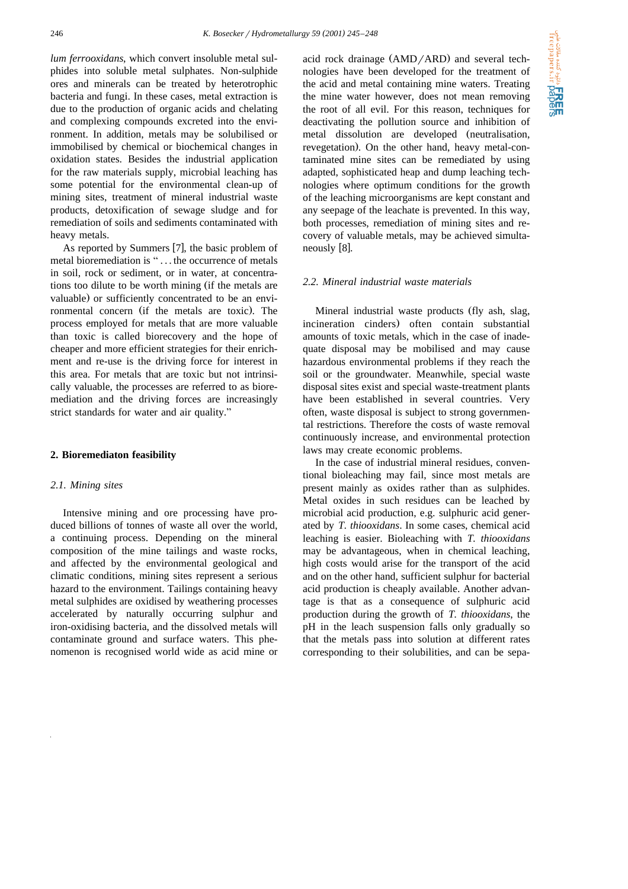*lum ferrooxidans*, which convert insoluble metal sulphides into soluble metal sulphates. Non-sulphide ores and minerals can be treated by heterotrophic bacteria and fungi. In these cases, metal extraction is due to the production of organic acids and chelating and complexing compounds excreted into the environment. In addition, metals may be solubilised or immobilised by chemical or biochemical changes in oxidation states. Besides the industrial application for the raw materials supply, microbial leaching has some potential for the environmental clean-up of mining sites, treatment of mineral industrial waste products, detoxification of sewage sludge and for remediation of soils and sediments contaminated with heavy metals.

As reported by Summers [7], the basic problem of metal bioremediation is "...the occurrence of metals in soil, rock or sediment, or in water, at concentrations too dilute to be worth mining (if the metals are valuable) or sufficiently concentrated to be an environmental concern (if the metals are toxic). The process employed for metals that are more valuable than toxic is called biorecovery and the hope of cheaper and more efficient strategies for their enrichment and re-use is the driving force for interest in this area. For metals that are toxic but not intrinsically valuable, the processes are referred to as bioremediation and the driving forces are increasingly strict standards for water and air quality."

## 2. Bioremediaton feasibility

### *2.1. Mining sites*

Intensive mining and ore processing have produced billions of tonnes of waste all over the world, a continuing process. Depending on the mineral composition of the mine tailings and waste rocks, and affected by the environmental geological and climatic conditions, mining sites represent a serious hazard to the environment. Tailings containing heavy metal sulphides are oxidised by weathering processes accelerated by naturally occurring sulphur and iron-oxidising bacteria, and the dissolved metals will contaminate ground and surface waters. This phenomenon is recognised world wide as acid mine or acid rock drainage (AMD/ARD) and several technologies have been developed for the treatment of the acid and metal containing mine waters. Treating the mine water however, does not mean removing the root of all evil. For this reason, techniques for deactivating the pollution source and inhibition of metal dissolution are developed (neutralisation, revegetation). On the other hand, heavy metal-contaminated mine sites can be remediated by using adapted, sophisticated heap and dump leaching technologies where optimum conditions for the growth of the leaching microorganisms are kept constant and any seepage of the leachate is prevented. In this way, both processes, remediation of mining sites and recovery of valuable metals, may be achieved simultaneously [8].

### *2.2. Mineral industrial waste materials*

Mineral industrial waste products (fly ash, slag, incineration cinders) often contain substantial amounts of toxic metals, which in the case of inadequate disposal may be mobilised and may cause hazardous environmental problems if they reach the soil or the groundwater. Meanwhile, special waste disposal sites exist and special waste-treatment plants have been established in several countries. Very often, waste disposal is subject to strong governmental restrictions. Therefore the costs of waste removal continuously increase, and environmental protection laws may create economic problems.

In the case of industrial mineral residues, conventional bioleaching may fail, since most metals are present mainly as oxides rather than as sulphides. Metal oxides in such residues can be leached by microbial acid production, e.g. sulphuric acid generated by *T. thiooxidans*. In some cases, chemical acid leaching is easier. Bioleaching with *T. thiooxidans* may be advantageous, when in chemical leaching, high costs would arise for the transport of the acid and on the other hand, sufficient sulphur for bacterial acid production is cheaply available. Another advantage is that as a consequence of sulphuric acid production during the growth of *T. thiooxidans*, the pH in the leach suspension falls only gradually so that the metals pass into solution at different rates corresponding to their solubilities, and can be sepa-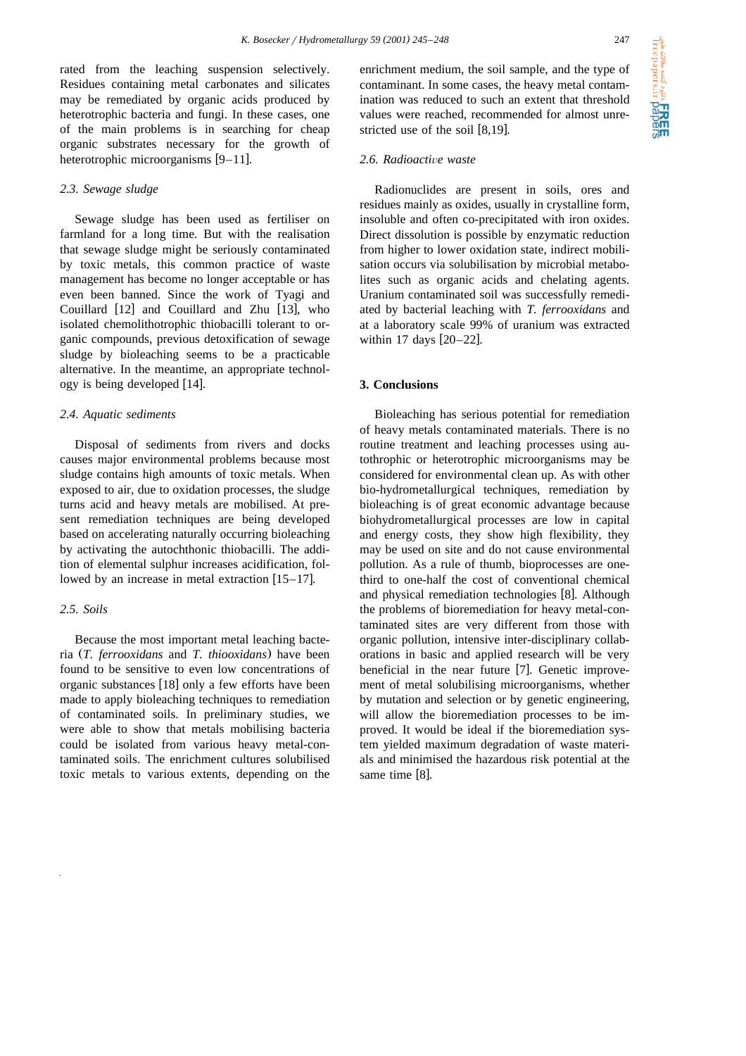rated from the leaching suspension selectively. Residues containing metal carbonates and silicates may be remediated by organic acids produced by heterotrophic bacteria and fungi. In these cases, one of the main problems is in searching for cheap organic substrates necessary for the growth of heterotrophic microorganisms [9–11].

### 2.3. Sewage sludge

Sewage sludge has been used as fertiliser on farmland for a long time. But with the realisation that sewage sludge might be seriously contaminated by toxic metals, this common practice of waste management has become no longer acceptable or has even been banned. Since the work of Tyagi and Couillard [12] and Couillard and Zhu [13], who isolated chemolithotrophic thiobacilli tolerant to organic compounds, previous detoxification of sewage sludge by bioleaching seems to be a practicable alternative. In the meantime, an appropriate technology is being developed [14].

### 2.4. Aquatic sediments

Disposal of sediments from rivers and docks causes major environmental problems because most sludge contains high amounts of toxic metals. When exposed to air, due to oxidation processes, the sludge turns acid and heavy metals are mobilised. At present remediation techniques are being developed based on accelerating naturally occurring bioleaching by activating the autochthonic thiobacilli. The addition of elemental sulphur increases acidification, followed by an increase in metal extraction [15–17].

### 2.5. Soils

Because the most important metal leaching bacteria (*T. ferrooxidans* and *T. thiooxidans*) have been found to be sensitive to even low concentrations of organic substances [18] only a few efforts have been made to apply bioleaching techniques to remediation of contaminated soils. In preliminary studies, we were able to show that metals mobilising bacteria could be isolated from various heavy metal-contaminated soils. The enrichment cultures solubilised toxic metals to various extents, depending on the enrichment medium, the soil sample, and the type of contaminant. In some cases, the heavy metal contamination was reduced to such an extent that threshold values were reached, recommended for almost unrestricted use of the soil [8,19].

### 2.6. Radioactive waste

Radionuclides are present in soils, ores and residues mainly as oxides, usually in crystalline form, insoluble and often co-precipitated with iron oxides. Direct dissolution is possible by enzymatic reduction from higher to lower oxidation state, indirect mobilisation occurs via solubilisation by microbial metabolites such as organic acids and chelating agents. Uranium contaminated soil was successfully remediated by bacterial leaching with *T. ferrooxidans* and at a laboratory scale 99% of uranium was extracted within 17 days [20–22].

## 3. Conclusions

Bioleaching has serious potential for remediation of heavy metals contaminated materials. There is no routine treatment and leaching processes using autothrophic or heterotrophic microorganisms may be considered for environmental clean up. As with other bio-hydrometallurgical techniques, remediation by bioleaching is of great economic advantage because biohydrometallurgical processes are low in capital and energy costs, they show high flexibility, they may be used on site and do not cause environmental pollution. As a rule of thumb, bioprocesses are one-third to one-half the cost of conventional chemical and physical remediation technologies [8]. Although the problems of bioremediation for heavy metal-contaminated sites are very different from those with organic pollution, intensive inter-disciplinary collaborations in basic and applied research will be very beneficial in the near future [7]. Genetic improvement of metal solubilising microorganisms, whether by mutation and selection or by genetic engineering, will allow the bioremediation processes to be improved. It would be ideal if the bioremediation system yielded maximum degradation of waste materials and minimised the hazardous risk potential at the same time [8].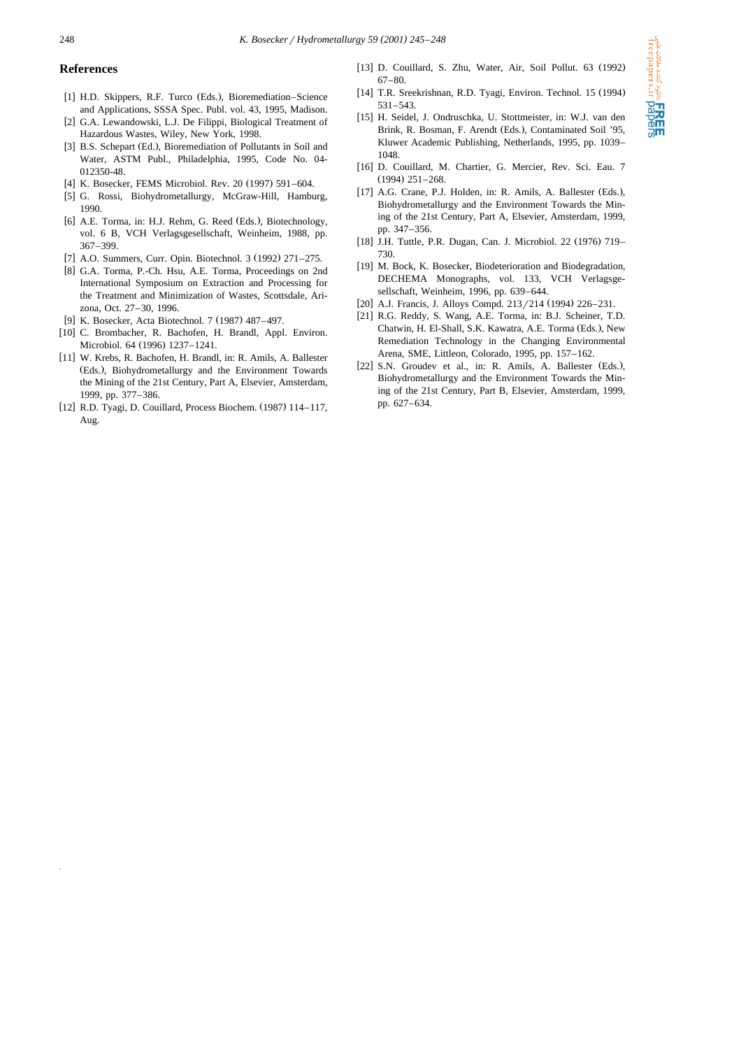## References

[1] H.D. Skippers, R.F. Turco (Eds.), Bioremediation–Science and Applications, SSSA Spec. Publ. vol. 43, 1995, Madison.

[2] G.A. Lewandowski, L.J. De Filippi, Biological Treatment of Hazardous Wastes, Wiley, New York, 1998.

[3] B.S. Schepart (Ed.), Bioremediation of Pollutants in Soil and Water, ASTM Publ., Philadelphia, 1995, Code No. 04-012350-48.

[4] K. Bosecker, FEMS Microbiol. Rev. 20 (1997) 591–604.

[5] G. Rossi, Biohydrometallurgy, McGraw-Hill, Hamburg, 1990.

[6] A.E. Torma, in: H.J. Rehm, G. Reed (Eds.), Biotechnology, vol. 6 B, VCH Verlagsgesellschaft, Weinheim, 1988, pp. 367–399.

[7] A.O. Summers, Curr. Opin. Biotechnol. 3 (1992) 271–275.

[8] G.A. Torma, P.-Ch. Hsu, A.E. Torma, Proceedings on 2nd International Symposium on Extraction and Processing for the Treatment and Minimization of Wastes, Scottsdale, Arizona, Oct. 27–30, 1996.

[9] K. Bosecker, Acta Biotechnol. 7 (1987) 487–497.

[10] C. Brombacher, R. Bachofen, H. Brandl, Appl. Environ. Microbiol. 64 (1996) 1237–1241.

[11] W. Krebs, R. Bachofen, H. Brandl, in: R. Amils, A. Ballester (Eds.), Biohydrometallurgy and the Environment Towards the Mining of the 21st Century, Part A, Elsevier, Amsterdam, 1999, pp. 377–386.

[12] R.D. Tyagi, D. Couillard, Process Biochem. (1987) 114–117, Aug.

[13] D. Couillard, S. Zhu, Water, Air, Soil Pollut. 63 (1992) 67–80.

[14] T.R. Sreekrishnan, R.D. Tyagi, Environ. Technol. 15 (1994) 531–543.

[15] H. Seidel, J. Ondruschka, U. Stottmeister, in: W.J. van den Brink, R. Bosman, F. Arendt (Eds.), Contaminated Soil '95, Kluwer Academic Publishing, Netherlands, 1995, pp. 1039–1048.

[16] D. Couillard, M. Chartier, G. Mercier, Rev. Sci. Eau. 7 (1994) 251–268.

[17] A.G. Crane, P.J. Holden, in: R. Amils, A. Ballester (Eds.), Biohydrometallurgy and the Environment Towards the Mining of the 21st Century, Part A, Elsevier, Amsterdam, 1999, pp. 347–356.

[18] J.H. Tuttle, P.R. Dugan, Can. J. Microbiol. 22 (1976) 719–730.

[19] M. Bock, K. Bosecker, Biodeterioration and Biodegradation, DECHEMA Monographs, vol. 133, VCH Verlagsgesellschaft, Weinheim, 1996, pp. 639–644.

[20] A.J. Francis, J. Alloys Compd. 213/214 (1994) 226–231.

[21] R.G. Reddy, S. Wang, A.E. Torma, in: B.J. Scheiner, T.D. Chatwin, H. El-Shall, S.K. Kawatra, A.E. Torma (Eds.), New Remediation Technology in the Changing Environmental Arena, SME, Littleon, Colorado, 1995, pp. 157–162.

[22] S.N. Groudev et al., in: R. Amils, A. Ballester (Eds.), Biohydrometallurgy and the Environment Towards the Mining of the 21st Century, Part B, Elsevier, Amsterdam, 1999, pp. 627–634.